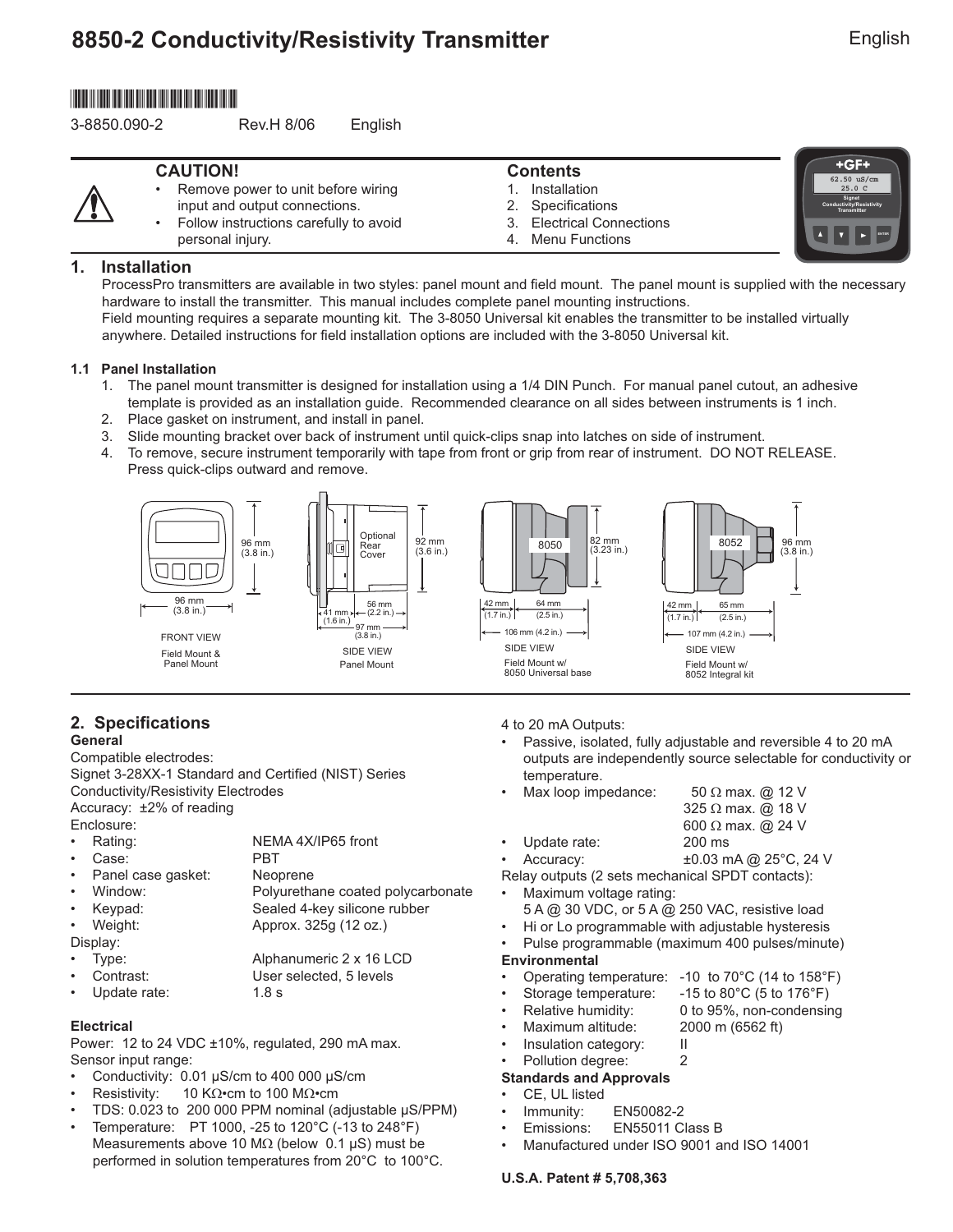# 8850-2 Conductivity/Resistivity Transmitter

English

3-8850.090-2 Rev.H 8/06 English

**CAUTION!**

- Remove power to unit before wiring input and output connections.
- Follow instructions carefully to avoid personal injury.

**Contents**

1. Installation
2. Specifications
3. Electrical Connections
4. Menu Functions

## 1. Installation

ProcessPro transmitters are available in two styles: panel mount and field mount. The panel mount is supplied with the necessary hardware to install the transmitter. This manual includes complete panel mounting instructions.
Field mounting requires a separate mounting kit. The 3-8050 Universal kit enables the transmitter to be installed virtually anywhere. Detailed instructions for field installation options are included with the 3-8050 Universal kit.

### 1.1 Panel Installation

1. The panel mount transmitter is designed for installation using a 1/4 DIN Punch. For manual panel cutout, an adhesive template is provided as an installation guide. Recommended clearance on all sides between instruments is 1 inch.
2. Place gasket on instrument, and install in panel.
3. Slide mounting bracket over back of instrument until quick-clips snap into latches on side of instrument.
4. To remove, secure instrument temporarily with tape from front or grip from rear of instrument. DO NOT RELEASE. Press quick-clips outward and remove.

96 mm (3.8 in.) 96 mm (3.8 in.)
FRONT VIEW
Field Mount & Panel Mount

Optional Rear Cover 92 mm (3.6 in.) 41 mm (1.6 in.) 56 mm (2.2 in.) 97 mm (3.8 in.)
SIDE VIEW
Panel Mount

8050 82 mm (3.23 in.) 42 mm (1.7 in.) 64 mm (2.5 in.) 106 mm (4.2 in.)
SIDE VIEW
Field Mount w/ 8050 Universal base

8052 96 mm (3.8 in.) 42 mm (1.7 in.) 65 mm (2.5 in.) 107 mm (4.2 in.)
SIDE VIEW
Field Mount w/ 8052 Integral kit

## 2. Specifications

**General**

Compatible electrodes:
Signet 3-28XX-1 Standard and Certified (NIST) Series Conductivity/Resistivity Electrodes
Accuracy: ±2% of reading

Enclosure:
- Rating: NEMA 4X/IP65 front
- Case: PBT
- Panel case gasket: Neoprene
- Window: Polyurethane coated polycarbonate
- Keypad: Sealed 4-key silicone rubber
- Weight: Approx. 325g (12 oz.)

Display:
- Type: Alphanumeric 2 x 16 LCD
- Contrast: User selected, 5 levels
- Update rate: 1.8 s

**Electrical**

Power: 12 to 24 VDC ±10%, regulated, 290 mA max.
Sensor input range:
- Conductivity: 0.01 μS/cm to 400 000 μS/cm
- Resistivity: 10 KΩ•cm to 100 MΩ•cm
- TDS: 0.023 to 200 000 PPM nominal (adjustable μS/PPM)
- Temperature: PT 1000, -25 to 120°C (-13 to 248°F)
  Measurements above 10 MΩ (below 0.1 μS) must be performed in solution temperatures from 20°C to 100°C.

4 to 20 mA Outputs:
- Passive, isolated, fully adjustable and reversible 4 to 20 mA outputs are independently source selectable for conductivity or temperature.
- Max loop impedance: 50 Ω max. @ 12 V; 325 Ω max. @ 18 V; 600 Ω max. @ 24 V
- Update rate: 200 ms
- Accuracy: ±0.03 mA @ 25°C, 24 V

Relay outputs (2 sets mechanical SPDT contacts):
- Maximum voltage rating:
  5 A @ 30 VDC, or 5 A @ 250 VAC, resistive load
- Hi or Lo programmable with adjustable hysteresis
- Pulse programmable (maximum 400 pulses/minute)

**Environmental**

- Operating temperature: -10 to 70°C (14 to 158°F)
- Storage temperature: -15 to 80°C (5 to 176°F)
- Relative humidity: 0 to 95%, non-condensing
- Maximum altitude: 2000 m (6562 ft)
- Insulation category: II
- Pollution degree: 2

**Standards and Approvals**

- CE, UL listed
- Immunity: EN50082-2
- Emissions: EN55011 Class B
- Manufactured under ISO 9001 and ISO 14001

**U.S.A. Patent # 5,708,363**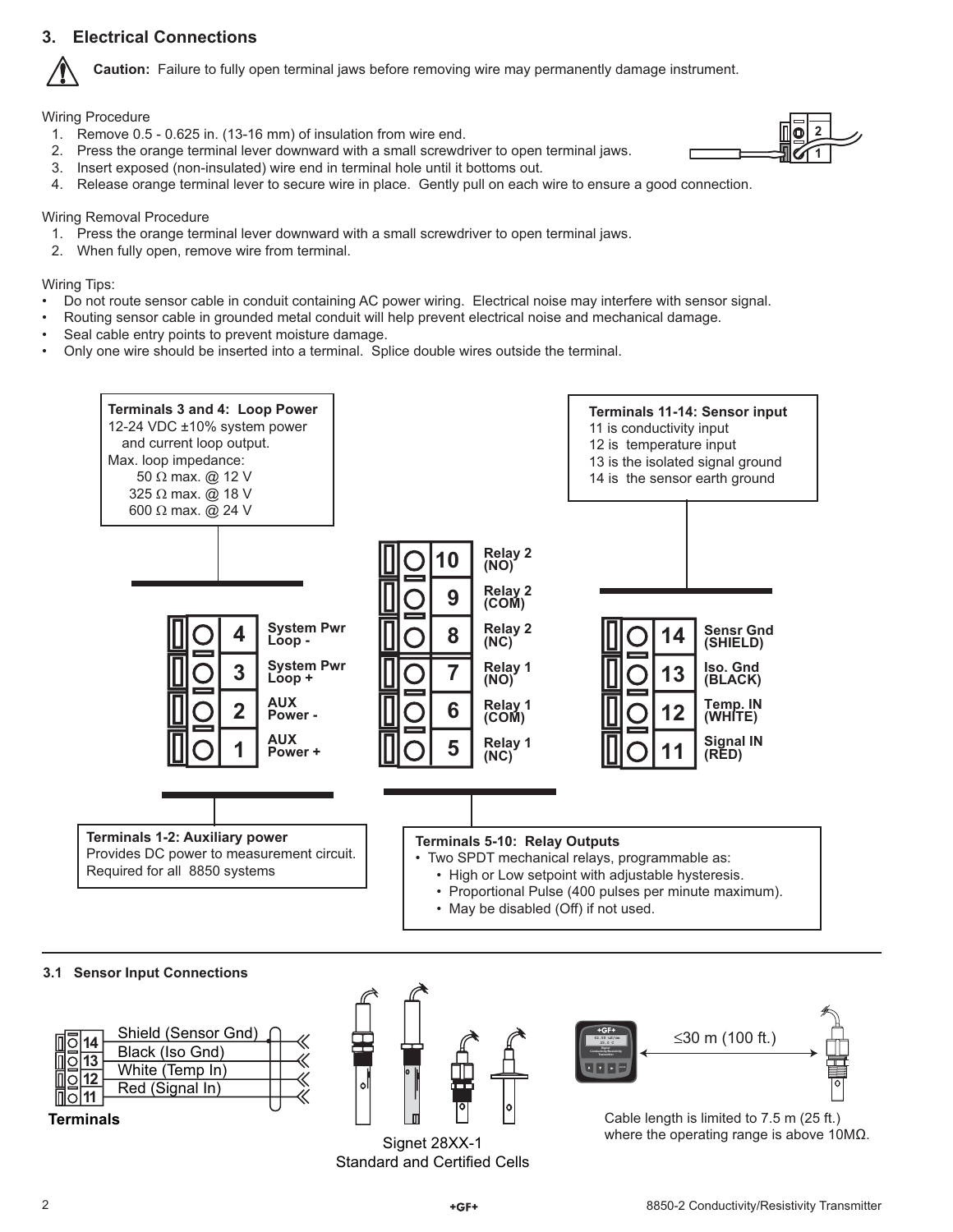## 3. Electrical Connections

**Caution:** Failure to fully open terminal jaws before removing wire may permanently damage instrument.

Wiring Procedure

1. Remove 0.5 - 0.625 in. (13-16 mm) of insulation from wire end.
2. Press the orange terminal lever downward with a small screwdriver to open terminal jaws.
3. Insert exposed (non-insulated) wire end in terminal hole until it bottoms out.
4. Release orange terminal lever to secure wire in place. Gently pull on each wire to ensure a good connection.

Wiring Removal Procedure

1. Press the orange terminal lever downward with a small screwdriver to open terminal jaws.
2. When fully open, remove wire from terminal.

Wiring Tips:

- Do not route sensor cable in conduit containing AC power wiring. Electrical noise may interfere with sensor signal.
- Routing sensor cable in grounded metal conduit will help prevent electrical noise and mechanical damage.
- Seal cable entry points to prevent moisture damage.
- Only one wire should be inserted into a terminal. Splice double wires outside the terminal.

**Terminals 3 and 4: Loop Power**
12-24 VDC ±10% system power and current loop output.
Max. loop impedance:
50 Ω max. @ 12 V
325 Ω max. @ 18 V
600 Ω max. @ 24 V

| Terminal | Function |
|---|---|
| 4 | System Pwr Loop - |
| 3 | System Pwr Loop + |
| 2 | AUX Power - |
| 1 | AUX Power + |

**Terminals 1-2: Auxiliary power**
Provides DC power to measurement circuit. Required for all 8850 systems

| Terminal | Function |
|---|---|
| 10 | Relay 2 (NO) |
| 9 | Relay 2 (COM) |
| 8 | Relay 2 (NC) |
| 7 | Relay 1 (NO) |
| 6 | Relay 1 (COM) |
| 5 | Relay 1 (NC) |

**Terminals 5-10: Relay Outputs**

- Two SPDT mechanical relays, programmable as:
  - High or Low setpoint with adjustable hysteresis.
  - Proportional Pulse (400 pulses per minute maximum).
  - May be disabled (Off) if not used.

**Terminals 11-14: Sensor input**
11 is conductivity input
12 is temperature input
13 is the isolated signal ground
14 is the sensor earth ground

| Terminal | Function |
|---|---|
| 14 | Sensr Gnd (SHIELD) |
| 13 | Iso. Gnd (BLACK) |
| 12 | Temp. IN (WHITE) |
| 11 | Signal IN (RED) |

### 3.1 Sensor Input Connections

| Terminals | Wire |
|---|---|
| 14 | Shield (Sensor Gnd) |
| 13 | Black (Iso Gnd) |
| 12 | White (Temp In) |
| 11 | Red (Signal In) |

Signet 28XX-1 Standard and Certified Cells

≤30 m (100 ft.)

Cable length is limited to 7.5 m (25 ft.) where the operating range is above 10MΩ.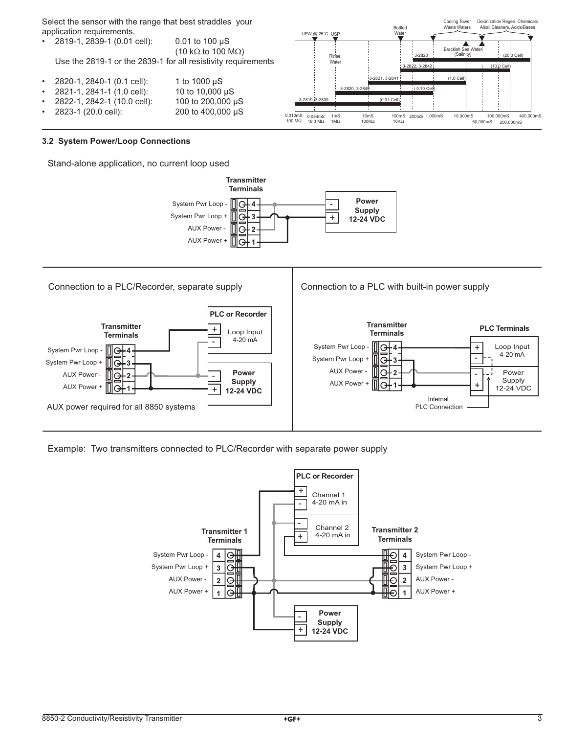Select the sensor with the range that best straddles your application requirements.

- 2819-1, 2839-1 (0.01 cell): 0.01 to 100 µS (10 kΩ to 100 MΩ)

  Use the 2819-1 or the 2839-1 for all resistivity requirements

- 2820-1, 2840-1 (0.1 cell): 1 to 1000 µS
- 2821-1, 2841-1 (1.0 cell): 10 to 10,000 µS
- 2822-1, 2842-1 (10.0 cell): 100 to 200,000 µS
- 2823-1 (20.0 cell): 200 to 400,000 µS

UPW @ 25°C USP | Rinse Water | Bottled Water | Cooling Tower Waste Waters | Deionization Regen. Chemicals Alkali Cleaners, Acids/Bases | Brackish Sea Water (Salinity)

3-2823 (20.0 Cell) | 3-2822, 3-2842 (10.0 Cell) | 3-2821, 3-2841 (1.0 Cell) | 3-2820, 3-2840 (0.10 Cell) | 3-2819, 3-2839 (0.01 Cell)

0.010mS 100 MΩ | 0.054mS 18.3 MΩ | 1mS 1MΩ | 10mS 100KΩ | 100mS 10KΩ | 200mS | 1,000mS | 10,000mS | 50,000mS | 100,000mS | 200,000mS | 400,000mS

### 3.2 System Power/Loop Connections

Stand-alone application, no current loop used

Transmitter Terminals: System Pwr Loop - (4), System Pwr Loop + (3), AUX Power - (2), AUX Power + (1)

Power Supply 12-24 VDC (-, +)

Connection to a PLC/Recorder, separate supply

Transmitter Terminals: System Pwr Loop - (4), System Pwr Loop + (3), AUX Power - (2), AUX Power + (1)

PLC or Recorder: Loop Input 4-20 mA (+, -)

Power Supply 12-24 VDC (-, +)

AUX power required for all 8850 systems

Connection to a PLC with built-in power supply

Transmitter Terminals: System Pwr Loop - (4), System Pwr Loop + (3), AUX Power - (2), AUX Power + (1)

PLC Terminals: Loop Input 4-20 mA (+, -); Power Supply 12-24 VDC (-, +)

Internal PLC Connection

Example: Two transmitters connected to PLC/Recorder with separate power supply

PLC or Recorder: Channel 1 4-20 mA in (+, -); Channel 2 4-20 mA in (-, +)

Transmitter 1 Terminals: System Pwr Loop - (4), System Pwr Loop + (3), AUX Power - (2), AUX Power + (1)

Transmitter 2 Terminals: System Pwr Loop - (4), System Pwr Loop + (3), AUX Power - (2), AUX Power + (1)

Power Supply 12-24 VDC (-, +)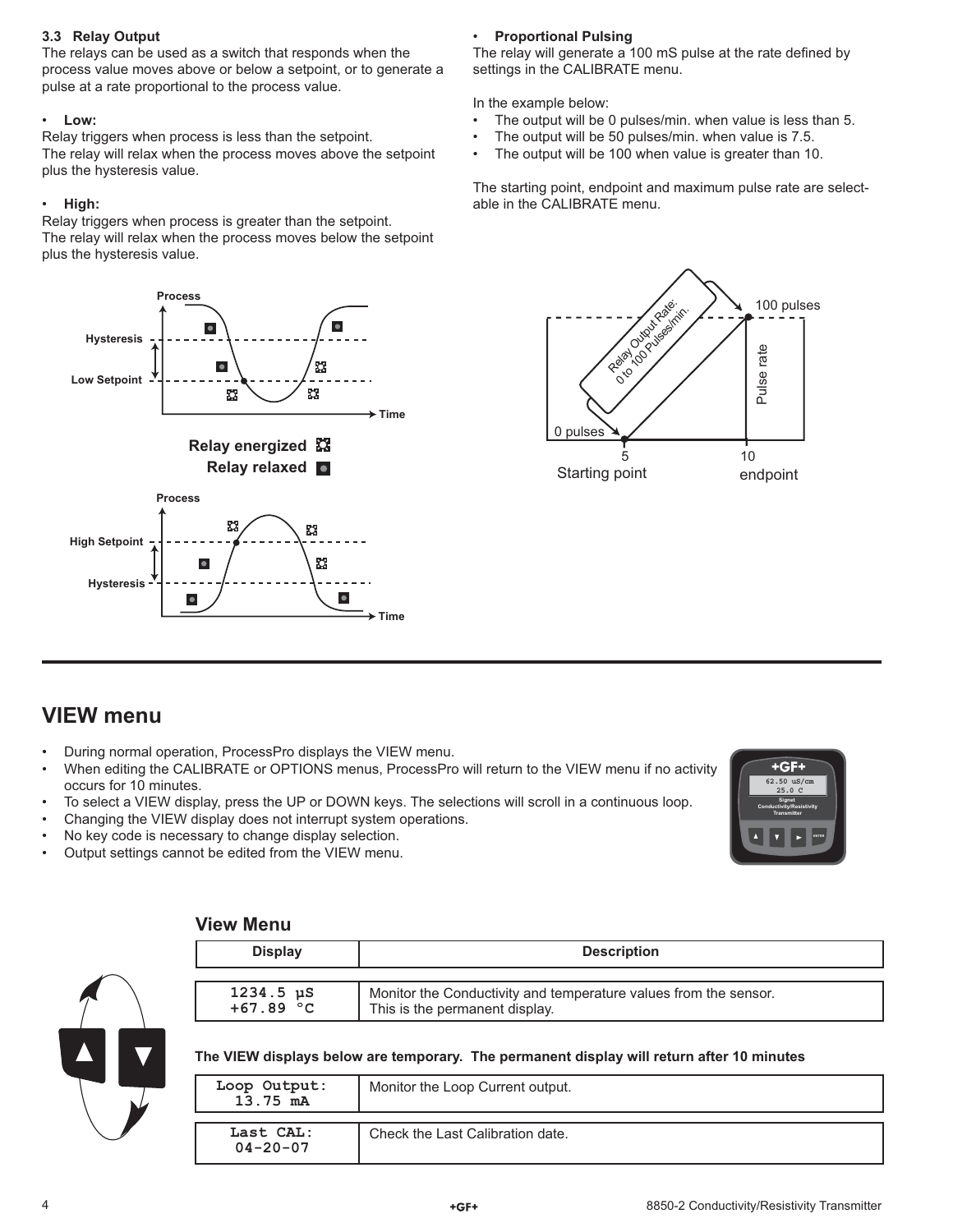### 3.3 Relay Output

The relays can be used as a switch that responds when the process value moves above or below a setpoint, or to generate a pulse at a rate proportional to the process value.

- **Low:**

Relay triggers when process is less than the setpoint.
The relay will relax when the process moves above the setpoint plus the hysteresis value.

- **High:**

Relay triggers when process is greater than the setpoint.
The relay will relax when the process moves below the setpoint plus the hysteresis value.

Relay energized
Relay relaxed

- **Proportional Pulsing**

The relay will generate a 100 mS pulse at the rate defined by settings in the CALIBRATE menu.

In the example below:

- The output will be 0 pulses/min. when value is less than 5.
- The output will be 50 pulses/min. when value is 7.5.
- The output will be 100 when value is greater than 10.

The starting point, endpoint and maximum pulse rate are selectable in the CALIBRATE menu.

## VIEW menu

- During normal operation, ProcessPro displays the VIEW menu.
- When editing the CALIBRATE or OPTIONS menus, ProcessPro will return to the VIEW menu if no activity occurs for 10 minutes.
- To select a VIEW display, press the UP or DOWN keys. The selections will scroll in a continuous loop.
- Changing the VIEW display does not interrupt system operations.
- No key code is necessary to change display selection.
- Output settings cannot be edited from the VIEW menu.

### View Menu

| Display | Description |
|---|---|
| 1234.5 µS<br>+67.89 °C | Monitor the Conductivity and temperature values from the sensor.<br>This is the permanent display. |

**The VIEW displays below are temporary. The permanent display will return after 10 minutes**

| Display | Description |
|---|---|
| Loop Output:<br>13.75 mA | Monitor the Loop Current output. |
| Last CAL:<br>04-20-07 | Check the Last Calibration date. |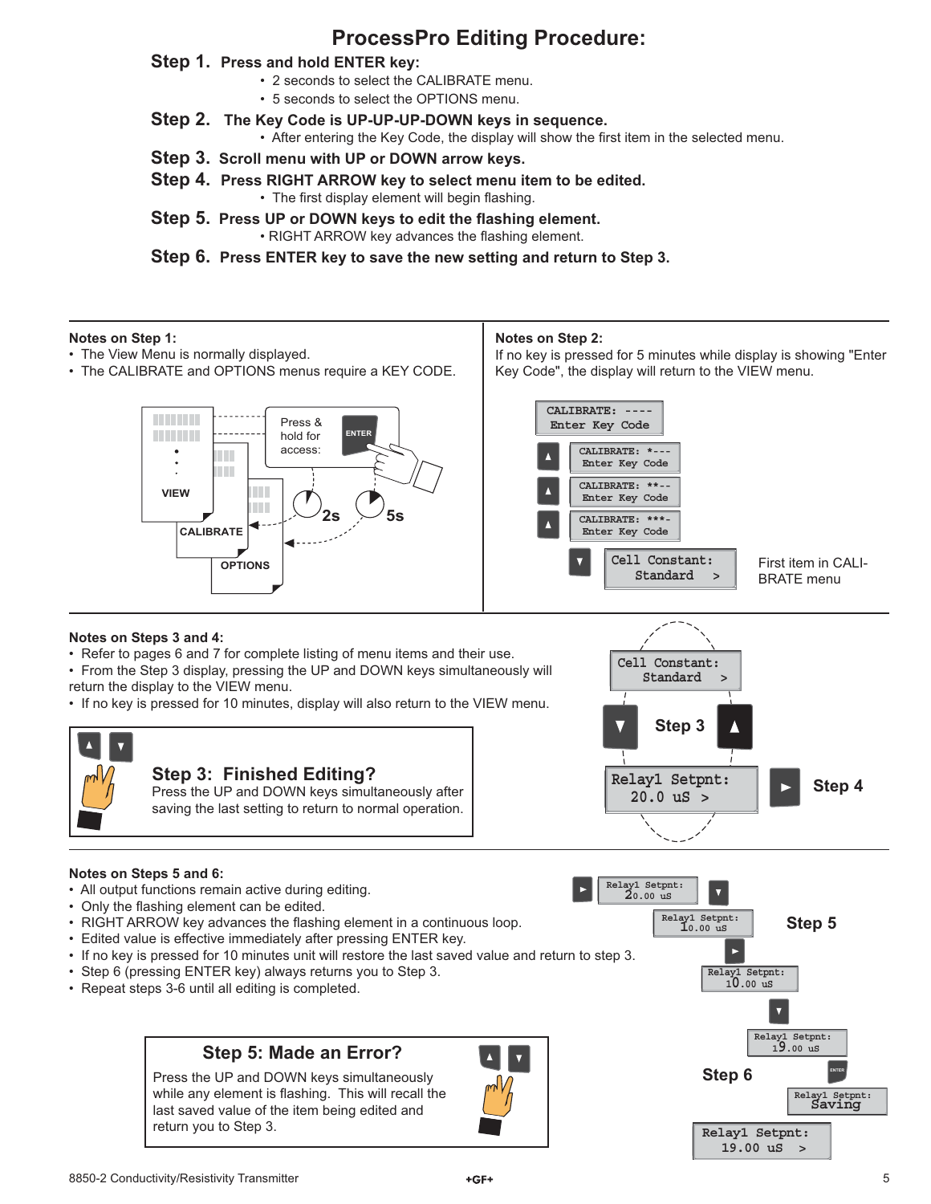# ProcessPro Editing Procedure:

**Step 1. Press and hold ENTER key:**

- 2 seconds to select the CALIBRATE menu.
- 5 seconds to select the OPTIONS menu.

**Step 2. The Key Code is UP-UP-UP-DOWN keys in sequence.**

- After entering the Key Code, the display will show the first item in the selected menu.

**Step 3. Scroll menu with UP or DOWN arrow keys.**

**Step 4. Press RIGHT ARROW key to select menu item to be edited.**

- The first display element will begin flashing.

**Step 5. Press UP or DOWN keys to edit the flashing element.**

- RIGHT ARROW key advances the flashing element.

**Step 6. Press ENTER key to save the new setting and return to Step 3.**

---

**Notes on Step 1:**

- The View Menu is normally displayed.
- The CALIBRATE and OPTIONS menus require a KEY CODE.

VIEW — CALIBRATE — OPTIONS

Press & hold for access: ENTER — 2s — 5s

**Notes on Step 2:**

If no key is pressed for 5 minutes while display is showing "Enter Key Code", the display will return to the VIEW menu.

```
CALIBRATE: ----
Enter Key Code
```

▲
```
CALIBRATE: *---
Enter Key Code
```

▲
```
CALIBRATE: **--
Enter Key Code
```

▲
```
CALIBRATE: ***-
Enter Key Code
```

▼
```
Cell Constant:
  Standard    >
```

First item in CALIBRATE menu

---

**Notes on Steps 3 and 4:**

- Refer to pages 6 and 7 for complete listing of menu items and their use.
- From the Step 3 display, pressing the UP and DOWN keys simultaneously will return the display to the VIEW menu.
- If no key is pressed for 10 minutes, display will also return to the VIEW menu.

**Step 3: Finished Editing?**

Press the UP and DOWN keys simultaneously after saving the last setting to return to normal operation.

```
Cell Constant:
  Standard    >
```

▼ Step 3 ▲

```
Relay1 Setpnt:
  20.0 uS  >
```

► Step 4

---

**Notes on Steps 5 and 6:**

- All output functions remain active during editing.
- Only the flashing element can be edited.
- RIGHT ARROW key advances the flashing element in a continuous loop.
- Edited value is effective immediately after pressing ENTER key.
- If no key is pressed for 10 minutes unit will restore the last saved value and return to step 3.
- Step 6 (pressing ENTER key) always returns you to Step 3.
- Repeat steps 3-6 until all editing is completed.

**Step 5: Made an Error?**

Press the UP and DOWN keys simultaneously while any element is flashing. This will recall the last saved value of the item being edited and return you to Step 3.

**Step 5**

► `Relay1 Setpnt: 20.00 uS` ▼ `Relay1 Setpnt: 10.00 uS` ► `Relay1 Setpnt: 10.00 uS` ▼ `Relay1 Setpnt: 19.00 uS`

**Step 6**

ENTER `Relay1 Setpnt: Saving`

```
Relay1 Setpnt:
  19.00 uS  >
```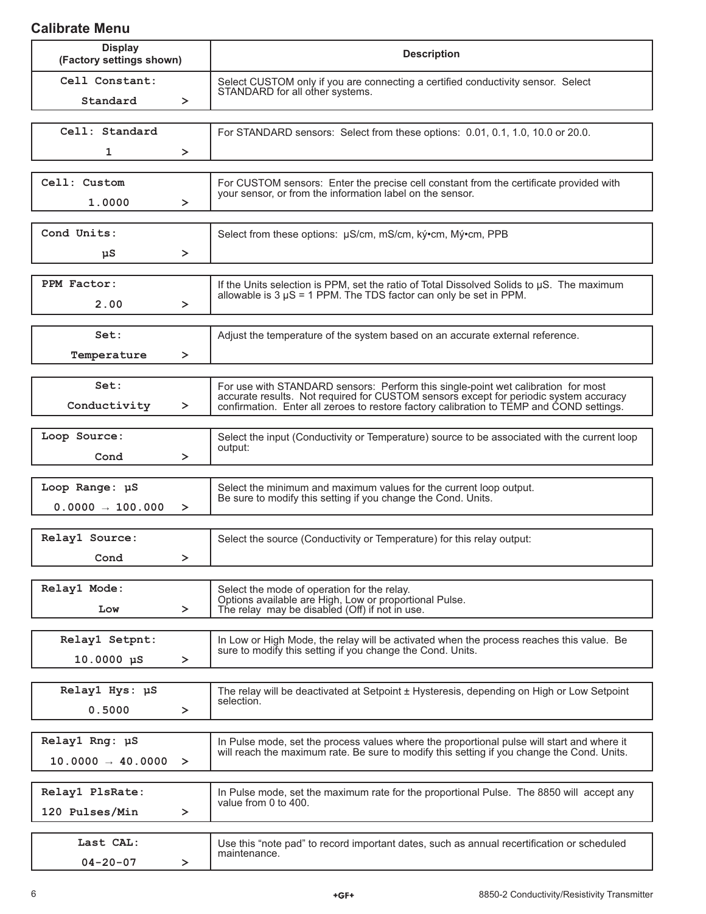## Calibrate Menu

| Display (Factory settings shown) | Description |
|---|---|
| Cell Constant: Standard > | Select CUSTOM only if you are connecting a certified conductivity sensor. Select STANDARD for all other systems. |
| Cell: Standard 1 > | For STANDARD sensors: Select from these options: 0.01, 0.1, 1.0, 10.0 or 20.0. |
| Cell: Custom 1.0000 > | For CUSTOM sensors: Enter the precise cell constant from the certificate provided with your sensor, or from the information label on the sensor. |
| Cond Units: µS > | Select from these options: µS/cm, mS/cm, kϔ•cm, Mϔ•cm, PPB |
| PPM Factor: 2.00 > | If the Units selection is PPM, set the ratio of Total Dissolved Solids to µS. The maximum allowable is 3 µS = 1 PPM. The TDS factor can only be set in PPM. |
| Set: Temperature > | Adjust the temperature of the system based on an accurate external reference. |
| Set: Conductivity > | For use with STANDARD sensors: Perform this single-point wet calibration for most accurate results. Not required for CUSTOM sensors except for periodic system accuracy confirmation. Enter all zeroes to restore factory calibration to TEMP and COND settings. |
| Loop Source: Cond > | Select the input (Conductivity or Temperature) source to be associated with the current loop output: |
| Loop Range: µS 0.0000 → 100.000 > | Select the minimum and maximum values for the current loop output. Be sure to modify this setting if you change the Cond. Units. |
| Relay1 Source: Cond > | Select the source (Conductivity or Temperature) for this relay output: |
| Relay1 Mode: Low > | Select the mode of operation for the relay. Options available are High, Low or proportional Pulse. The relay may be disabled (Off) if not in use. |
| Relay1 Setpnt: 10.0000 µS > | In Low or High Mode, the relay will be activated when the process reaches this value. Be sure to modify this setting if you change the Cond. Units. |
| Relay1 Hys: µS 0.5000 > | The relay will be deactivated at Setpoint ± Hysteresis, depending on High or Low Setpoint selection. |
| Relay1 Rng: µS 10.0000 → 40.0000 > | In Pulse mode, set the process values where the proportional pulse will start and where it will reach the maximum rate. Be sure to modify this setting if you change the Cond. Units. |
| Relay1 PlsRate: 120 Pulses/Min > | In Pulse mode, set the maximum rate for the proportional Pulse. The 8850 will accept any value from 0 to 400. |
| Last CAL: 04-20-07 > | Use this "note pad" to record important dates, such as annual recertification or scheduled maintenance. |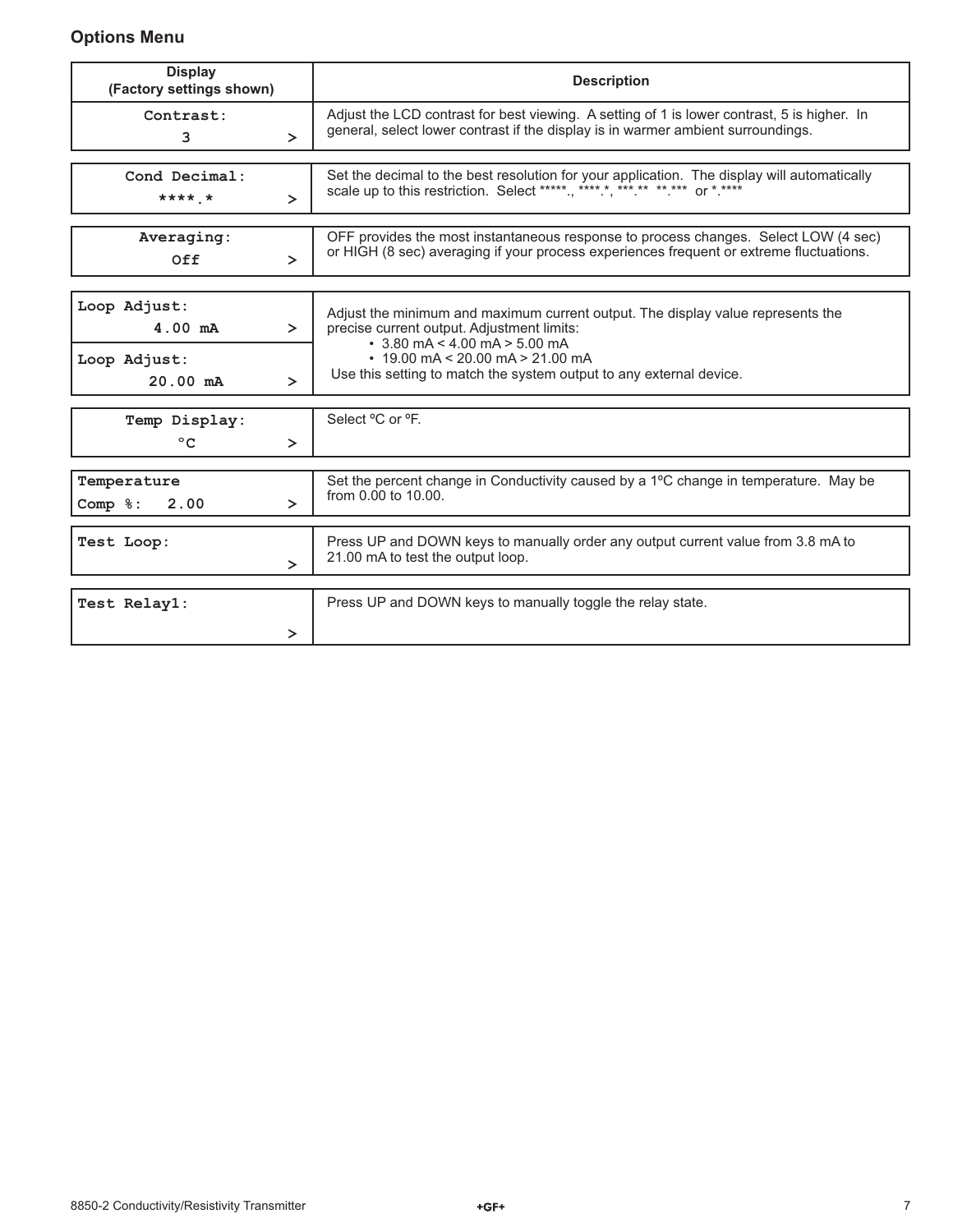## Options Menu

| Display (Factory settings shown) | Description |
|---|---|
| Contrast: 3 > | Adjust the LCD contrast for best viewing. A setting of 1 is lower contrast, 5 is higher. In general, select lower contrast if the display is in warmer ambient surroundings. |
| Cond Decimal: ****.* > | Set the decimal to the best resolution for your application. The display will automatically scale up to this restriction. Select *****., ****.*, ***.** **.*** or *.**** |
| Averaging: Off > | OFF provides the most instantaneous response to process changes. Select LOW (4 sec) or HIGH (8 sec) averaging if your process experiences frequent or extreme fluctuations. |
| Loop Adjust: 4.00 mA > <br> Loop Adjust: 20.00 mA > | Adjust the minimum and maximum current output. The display value represents the precise current output. Adjustment limits: <br> • 3.80 mA < 4.00 mA > 5.00 mA <br> • 19.00 mA < 20.00 mA > 21.00 mA <br> Use this setting to match the system output to any external device. |
| Temp Display: °C > | Select ºC or ºF. |
| Temperature Comp %: 2.00 > | Set the percent change in Conductivity caused by a 1ºC change in temperature. May be from 0.00 to 10.00. |
| Test Loop: > | Press UP and DOWN keys to manually order any output current value from 3.8 mA to 21.00 mA to test the output loop. |
| Test Relay1: > | Press UP and DOWN keys to manually toggle the relay state. |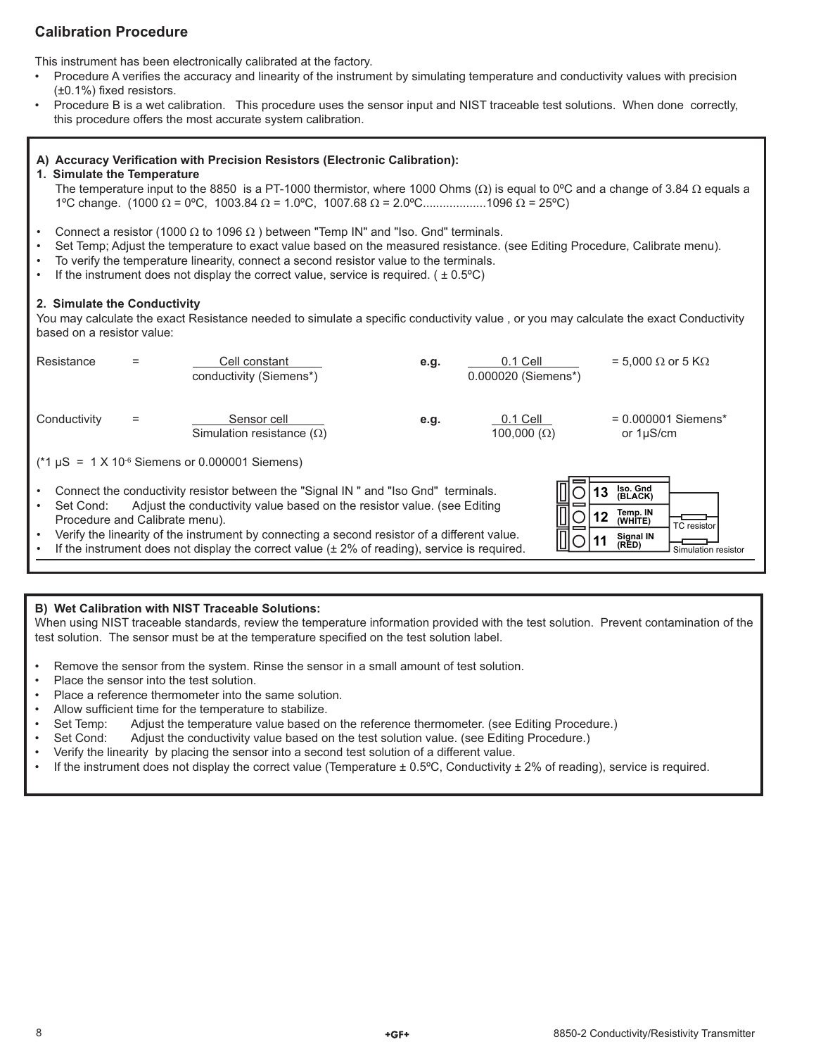## Calibration Procedure

This instrument has been electronically calibrated at the factory.

- Procedure A verifies the accuracy and linearity of the instrument by simulating temperature and conductivity values with precision (±0.1%) fixed resistors.
- Procedure B is a wet calibration. This procedure uses the sensor input and NIST traceable test solutions. When done correctly, this procedure offers the most accurate system calibration.

### A) Accuracy Verification with Precision Resistors (Electronic Calibration):

**1. Simulate the Temperature**

The temperature input to the 8850 is a PT-1000 thermistor, where 1000 Ohms (Ω) is equal to 0ºC and a change of 3.84 Ω equals a 1ºC change. (1000 Ω = 0ºC, 1003.84 Ω = 1.0ºC, 1007.68 Ω = 2.0ºC..................1096 Ω = 25ºC)

- Connect a resistor (1000 Ω to 1096 Ω ) between "Temp IN" and "Iso. Gnd" terminals.
- Set Temp; Adjust the temperature to exact value based on the measured resistance. (see Editing Procedure, Calibrate menu).
- To verify the temperature linearity, connect a second resistor value to the terminals.
- If the instrument does not display the correct value, service is required. ( ± 0.5ºC)

**2. Simulate the Conductivity**

You may calculate the exact Resistance needed to simulate a specific conductivity value , or you may calculate the exact Conductivity based on a resistor value:

$$\text{Resistance} = \frac{\text{Cell constant}}{\text{conductivity (Siemens*)}} \qquad \textbf{e.g.} \quad \frac{0.1\ \text{Cell}}{0.000020\ \text{(Siemens*)}} = 5{,}000\ \Omega \text{ or } 5\ \text{K}\Omega$$

$$\text{Conductivity} = \frac{\text{Sensor cell}}{\text{Simulation resistance } (\Omega)} \qquad \textbf{e.g.} \quad \frac{0.1\ \text{Cell}}{100{,}000\ (\Omega)} = 0.000001\ \text{Siemens* or } 1\mu\text{S/cm}$$

(*1 µS = 1 X $10^{-6}$ Siemens or 0.000001 Siemens)

- Connect the conductivity resistor between the "Signal IN " and "Iso Gnd" terminals.
- Set Cond: Adjust the conductivity value based on the resistor value. (see Editing Procedure and Calibrate menu).
- Verify the linearity of the instrument by connecting a second resistor of a different value.
- If the instrument does not display the correct value (± 2% of reading), service is required.

| Terminal | Label |
|---|---|
| 13 | Iso. Gnd (BLACK) |
| 12 | Temp. IN (WHITE) |
| 11 | Signal IN (RED) |

TC resistor

Simulation resistor

### B) Wet Calibration with NIST Traceable Solutions:

When using NIST traceable standards, review the temperature information provided with the test solution. Prevent contamination of the test solution. The sensor must be at the temperature specified on the test solution label.

- Remove the sensor from the system. Rinse the sensor in a small amount of test solution.
- Place the sensor into the test solution.
- Place a reference thermometer into the same solution.
- Allow sufficient time for the temperature to stabilize.
- Set Temp: Adjust the temperature value based on the reference thermometer. (see Editing Procedure.)
- Set Cond: Adjust the conductivity value based on the test solution value. (see Editing Procedure.)
- Verify the linearity by placing the sensor into a second test solution of a different value.
- If the instrument does not display the correct value (Temperature ± 0.5ºC, Conductivity ± 2% of reading), service is required.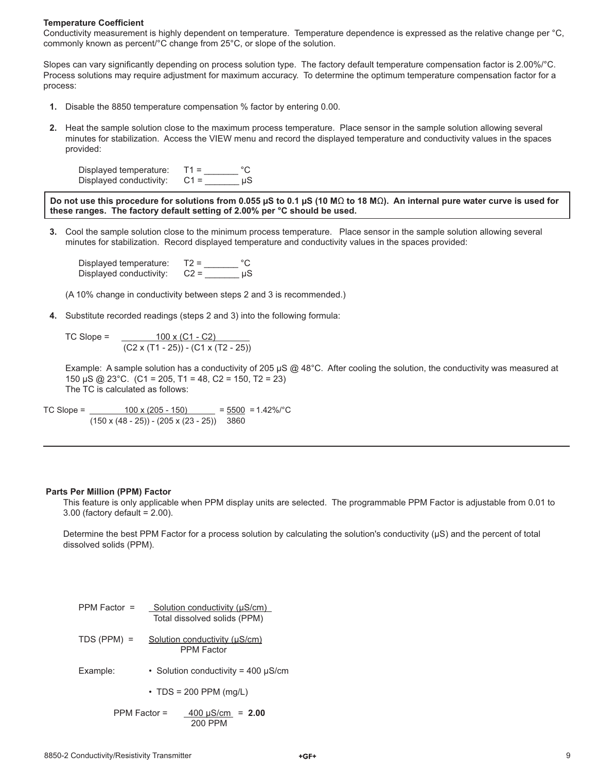### Temperature Coefficient

Conductivity measurement is highly dependent on temperature. Temperature dependence is expressed as the relative change per °C, commonly known as percent/°C change from 25°C, or slope of the solution.

Slopes can vary significantly depending on process solution type. The factory default temperature compensation factor is 2.00%/°C. Process solutions may require adjustment for maximum accuracy. To determine the optimum temperature compensation factor for a process:

1. Disable the 8850 temperature compensation % factor by entering 0.00.
2. Heat the sample solution close to the maximum process temperature. Place sensor in the sample solution allowing several minutes for stabilization. Access the VIEW menu and record the displayed temperature and conductivity values in the spaces provided:

   Displayed temperature: T1 = _______ °C
   Displayed conductivity: C1 = _______ μS

**Do not use this procedure for solutions from 0.055 μS to 0.1 μS (10 MΩ to 18 MΩ). An internal pure water curve is used for these ranges. The factory default setting of 2.00% per °C should be used.**

3. Cool the sample solution close to the minimum process temperature. Place sensor in the sample solution allowing several minutes for stabilization. Record displayed temperature and conductivity values in the spaces provided:

   Displayed temperature: T2 = _______ °C
   Displayed conductivity: C2 = _______ μS

   (A 10% change in conductivity between steps 2 and 3 is recommended.)

4. Substitute recorded readings (steps 2 and 3) into the following formula:

$$\text{TC Slope} = \frac{100 \times (C1 - C2)}{(C2 \times (T1 - 25)) - (C1 \times (T2 - 25))}$$

   Example: A sample solution has a conductivity of 205 μS @ 48°C. After cooling the solution, the conductivity was measured at 150 μS @ 23°C. (C1 = 205, T1 = 48, C2 = 150, T2 = 23)
   The TC is calculated as follows:

$$\text{TC Slope} = \frac{100 \times (205 - 150)}{(150 \times (48 - 25)) - (205 \times (23 - 25))} = \frac{5500}{3860} = 1.42\%/°C$$

---

### Parts Per Million (PPM) Factor

This feature is only applicable when PPM display units are selected. The programmable PPM Factor is adjustable from 0.01 to 3.00 (factory default = 2.00).

Determine the best PPM Factor for a process solution by calculating the solution's conductivity (μS) and the percent of total dissolved solids (PPM).

$$\text{PPM Factor} = \frac{\text{Solution conductivity (μS/cm)}}{\text{Total dissolved solids (PPM)}}$$

$$\text{TDS (PPM)} = \frac{\text{Solution conductivity (μS/cm)}}{\text{PPM Factor}}$$

Example:
- Solution conductivity = 400 μS/cm
- TDS = 200 PPM (mg/L)

$$\text{PPM Factor} = \frac{400\ \text{μS/cm}}{200\ \text{PPM}} = \mathbf{2.00}$$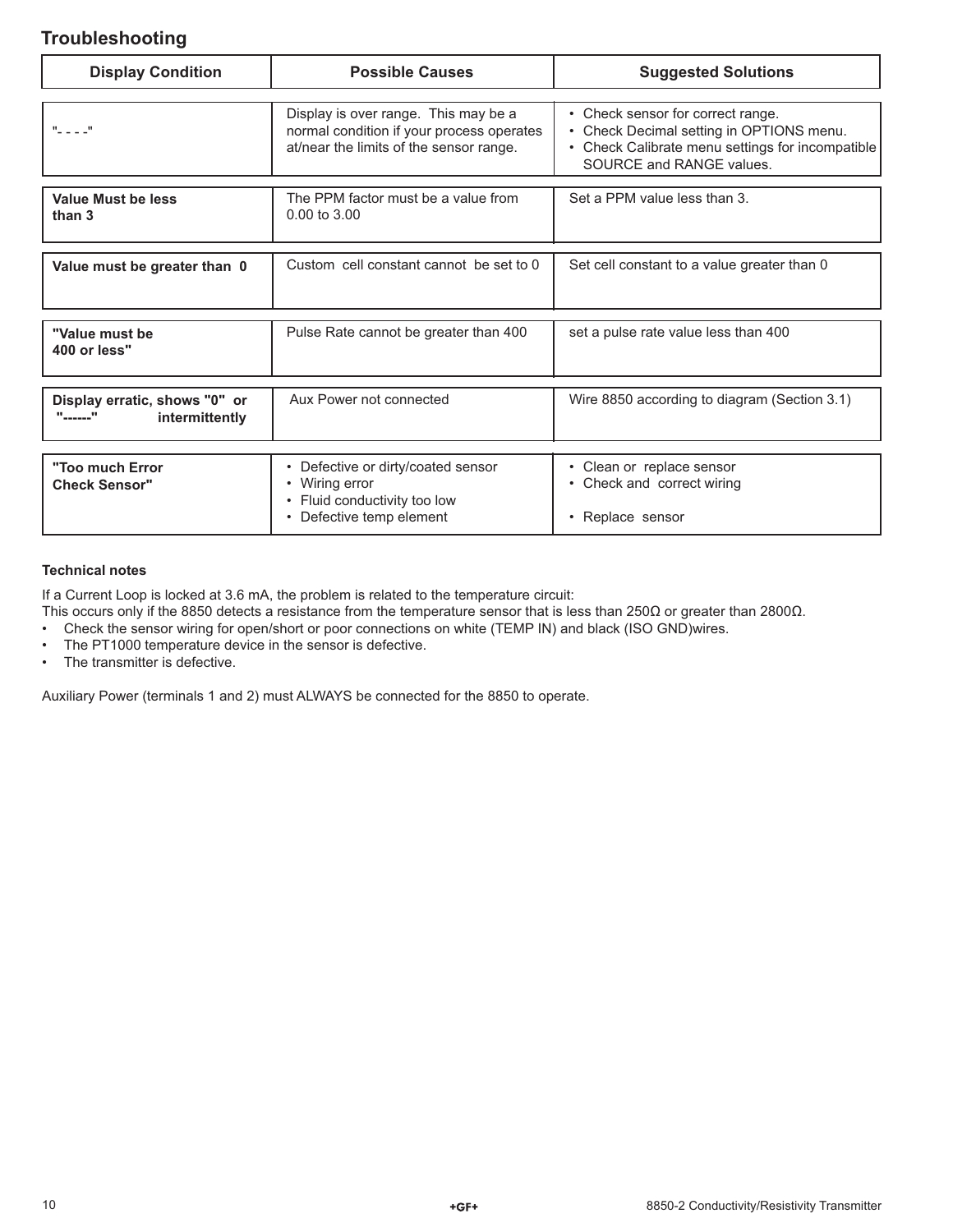## Troubleshooting

| Display Condition | Possible Causes | Suggested Solutions |
|---|---|---|
| "- - - -" | Display is over range. This may be a normal condition if your process operates at/near the limits of the sensor range. | • Check sensor for correct range.<br>• Check Decimal setting in OPTIONS menu.<br>• Check Calibrate menu settings for incompatible SOURCE and RANGE values. |
| **Value Must be less than 3** | The PPM factor must be a value from 0.00 to 3.00 | Set a PPM value less than 3. |
| **Value must be greater than 0** | Custom cell constant cannot be set to 0 | Set cell constant to a value greater than 0 |
| **"Value must be 400 or less"** | Pulse Rate cannot be greater than 400 | set a pulse rate value less than 400 |
| **Display erratic, shows "0" or "------" intermittently** | Aux Power not connected | Wire 8850 according to diagram (Section 3.1) |
| **"Too much Error Check Sensor"** | • Defective or dirty/coated sensor<br>• Wiring error<br>• Fluid conductivity too low<br>• Defective temp element | • Clean or replace sensor<br>• Check and correct wiring<br><br>• Replace sensor |

**Technical notes**

If a Current Loop is locked at 3.6 mA, the problem is related to the temperature circuit:
This occurs only if the 8850 detects a resistance from the temperature sensor that is less than 250Ω or greater than 2800Ω.

- Check the sensor wiring for open/short or poor connections on white (TEMP IN) and black (ISO GND)wires.
- The PT1000 temperature device in the sensor is defective.
- The transmitter is defective.

Auxiliary Power (terminals 1 and 2) must ALWAYS be connected for the 8850 to operate.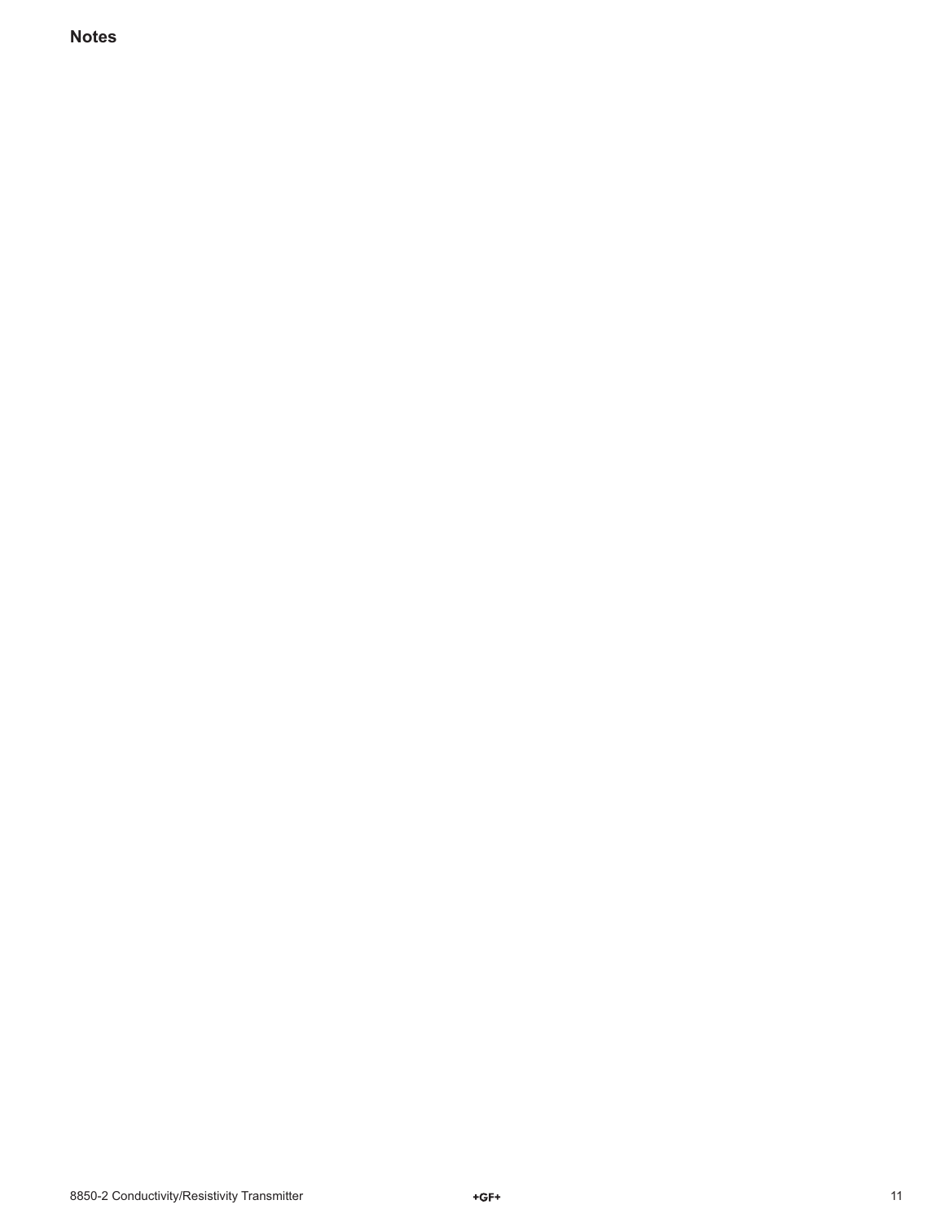**Notes**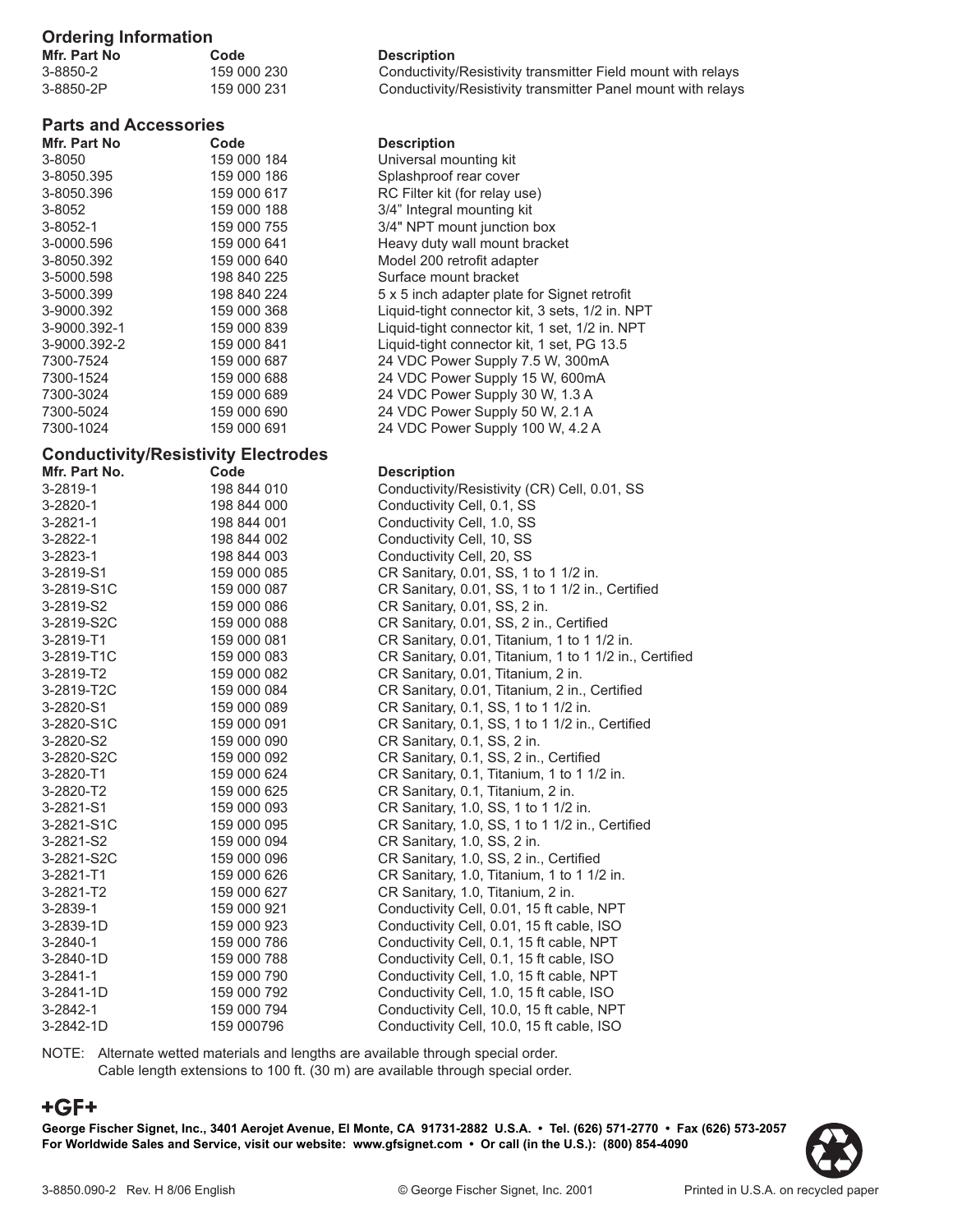## Ordering Information

| Mfr. Part No | Code | Description |
|---|---|---|
| 3-8850-2 | 159 000 230 | Conductivity/Resistivity transmitter Field mount with relays |
| 3-8850-2P | 159 000 231 | Conductivity/Resistivity transmitter Panel mount with relays |

## Parts and Accessories

| Mfr. Part No | Code | Description |
|---|---|---|
| 3-8050 | 159 000 184 | Universal mounting kit |
| 3-8050.395 | 159 000 186 | Splashproof rear cover |
| 3-8050.396 | 159 000 617 | RC Filter kit (for relay use) |
| 3-8052 | 159 000 188 | 3/4" Integral mounting kit |
| 3-8052-1 | 159 000 755 | 3/4" NPT mount junction box |
| 3-0000.596 | 159 000 641 | Heavy duty wall mount bracket |
| 3-8050.392 | 159 000 640 | Model 200 retrofit adapter |
| 3-5000.598 | 198 840 225 | Surface mount bracket |
| 3-5000.399 | 198 840 224 | 5 x 5 inch adapter plate for Signet retrofit |
| 3-9000.392 | 159 000 368 | Liquid-tight connector kit, 3 sets, 1/2 in. NPT |
| 3-9000.392-1 | 159 000 839 | Liquid-tight connector kit, 1 set, 1/2 in. NPT |
| 3-9000.392-2 | 159 000 841 | Liquid-tight connector kit, 1 set, PG 13.5 |
| 7300-7524 | 159 000 687 | 24 VDC Power Supply 7.5 W, 300mA |
| 7300-1524 | 159 000 688 | 24 VDC Power Supply 15 W, 600mA |
| 7300-3024 | 159 000 689 | 24 VDC Power Supply 30 W, 1.3 A |
| 7300-5024 | 159 000 690 | 24 VDC Power Supply 50 W, 2.1 A |
| 7300-1024 | 159 000 691 | 24 VDC Power Supply 100 W, 4.2 A |

## Conductivity/Resistivity Electrodes

| Mfr. Part No. | Code | Description |
|---|---|---|
| 3-2819-1 | 198 844 010 | Conductivity/Resistivity (CR) Cell, 0.01, SS |
| 3-2820-1 | 198 844 000 | Conductivity Cell, 0.1, SS |
| 3-2821-1 | 198 844 001 | Conductivity Cell, 1.0, SS |
| 3-2822-1 | 198 844 002 | Conductivity Cell, 10, SS |
| 3-2823-1 | 198 844 003 | Conductivity Cell, 20, SS |
| 3-2819-S1 | 159 000 085 | CR Sanitary, 0.01, SS, 1 to 1 1/2 in. |
| 3-2819-S1C | 159 000 087 | CR Sanitary, 0.01, SS, 1 to 1 1/2 in., Certified |
| 3-2819-S2 | 159 000 086 | CR Sanitary, 0.01, SS, 2 in. |
| 3-2819-S2C | 159 000 088 | CR Sanitary, 0.01, SS, 2 in., Certified |
| 3-2819-T1 | 159 000 081 | CR Sanitary, 0.01, Titanium, 1 to 1 1/2 in. |
| 3-2819-T1C | 159 000 083 | CR Sanitary, 0.01, Titanium, 1 to 1 1/2 in., Certified |
| 3-2819-T2 | 159 000 082 | CR Sanitary, 0.01, Titanium, 2 in. |
| 3-2819-T2C | 159 000 084 | CR Sanitary, 0.01, Titanium, 2 in., Certified |
| 3-2820-S1 | 159 000 089 | CR Sanitary, 0.1, SS, 1 to 1 1/2 in. |
| 3-2820-S1C | 159 000 091 | CR Sanitary, 0.1, SS, 1 to 1 1/2 in., Certified |
| 3-2820-S2 | 159 000 090 | CR Sanitary, 0.1, SS, 2 in. |
| 3-2820-S2C | 159 000 092 | CR Sanitary, 0.1, SS, 2 in., Certified |
| 3-2820-T1 | 159 000 624 | CR Sanitary, 0.1, Titanium, 1 to 1 1/2 in. |
| 3-2820-T2 | 159 000 625 | CR Sanitary, 0.1, Titanium, 2 in. |
| 3-2821-S1 | 159 000 093 | CR Sanitary, 1.0, SS, 1 to 1 1/2 in. |
| 3-2821-S1C | 159 000 095 | CR Sanitary, 1.0, SS, 1 to 1 1/2 in., Certified |
| 3-2821-S2 | 159 000 094 | CR Sanitary, 1.0, SS, 2 in. |
| 3-2821-S2C | 159 000 096 | CR Sanitary, 1.0, SS, 2 in., Certified |
| 3-2821-T1 | 159 000 626 | CR Sanitary, 1.0, Titanium, 1 to 1 1/2 in. |
| 3-2821-T2 | 159 000 627 | CR Sanitary, 1.0, Titanium, 2 in. |
| 3-2839-1 | 159 000 921 | Conductivity Cell, 0.01, 15 ft cable, NPT |
| 3-2839-1D | 159 000 923 | Conductivity Cell, 0.01, 15 ft cable, ISO |
| 3-2840-1 | 159 000 786 | Conductivity Cell, 0.1, 15 ft cable, NPT |
| 3-2840-1D | 159 000 788 | Conductivity Cell, 0.1, 15 ft cable, ISO |
| 3-2841-1 | 159 000 790 | Conductivity Cell, 1.0, 15 ft cable, NPT |
| 3-2841-1D | 159 000 792 | Conductivity Cell, 1.0, 15 ft cable, ISO |
| 3-2842-1 | 159 000 794 | Conductivity Cell, 10.0, 15 ft cable, NPT |
| 3-2842-1D | 159 000796 | Conductivity Cell, 10.0, 15 ft cable, ISO |

NOTE: Alternate wetted materials and lengths are available through special order.
Cable length extensions to 100 ft. (30 m) are available through special order.

+GF+

**George Fischer Signet, Inc., 3401 Aerojet Avenue, El Monte, CA 91731-2882 U.S.A. • Tel. (626) 571-2770 • Fax (626) 573-2057**
**For Worldwide Sales and Service, visit our website: www.gfsignet.com • Or call (in the U.S.): (800) 854-4090**

3-8850.090-2 Rev. H 8/06 English © George Fischer Signet, Inc. 2001 Printed in U.S.A. on recycled paper